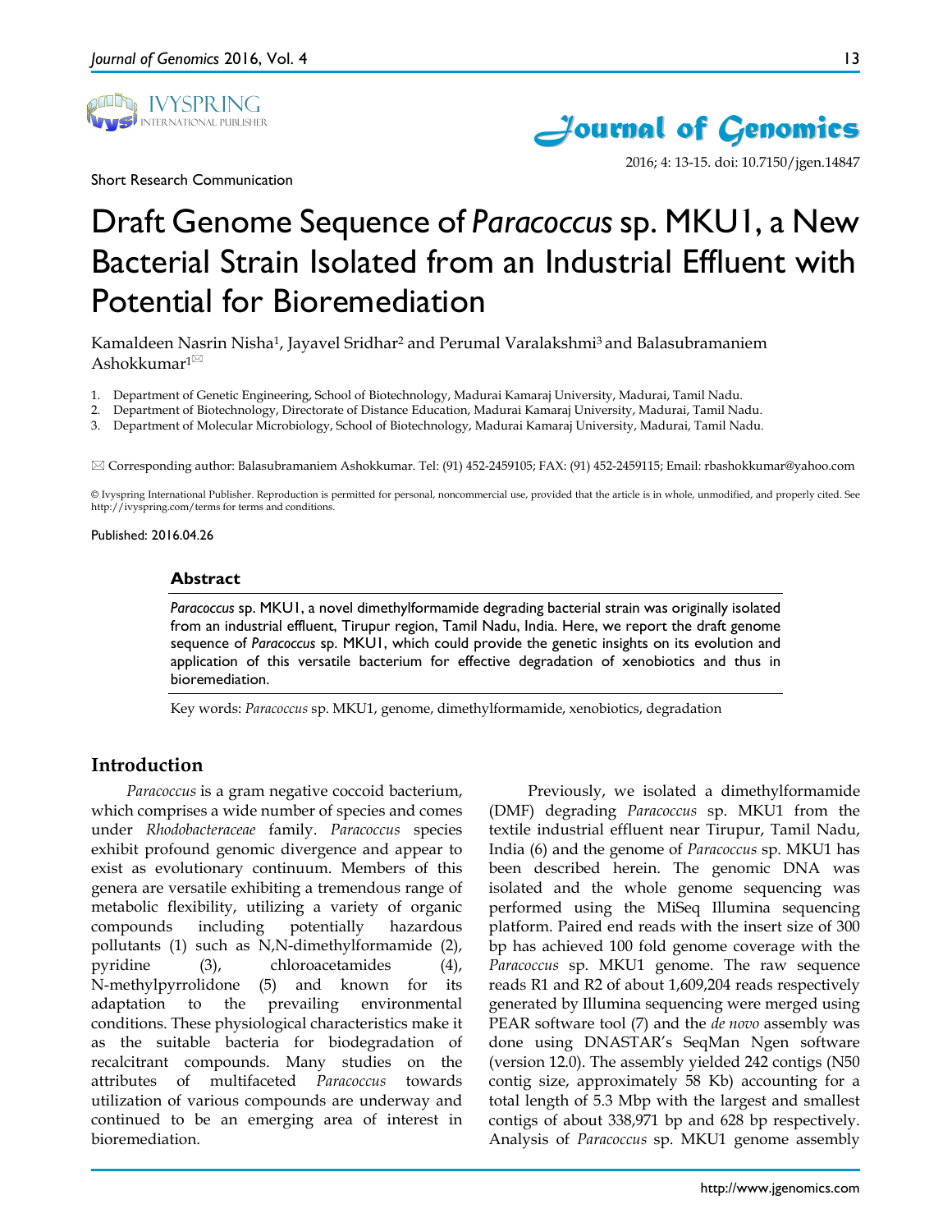Short Research Communication

# Draft Genome Sequence of *Paracoccus* sp. MKU1, a New Bacterial Strain Isolated from an Industrial Effluent with Potential for Bioremediation

Kamaldeen Nasrin Nisha[1], Jayavel Sridhar[2] and Perumal Varalakshmi[3] and Balasubramaniem Ashokkumar[1]✉

1. Department of Genetic Engineering, School of Biotechnology, Madurai Kamaraj University, Madurai, Tamil Nadu.
2. Department of Biotechnology, Directorate of Distance Education, Madurai Kamaraj University, Madurai, Tamil Nadu.
3. Department of Molecular Microbiology, School of Biotechnology, Madurai Kamaraj University, Madurai, Tamil Nadu.

✉ Corresponding author: Balasubramaniem Ashokkumar. Tel: (91) 452-2459105; FAX: (91) 452-2459115; Email: rbashokkumar@yahoo.com

© Ivyspring International Publisher. Reproduction is permitted for personal, noncommercial use, provided that the article is in whole, unmodified, and properly cited. See http://ivyspring.com/terms for terms and conditions.

Published: 2016.04.26

## Abstract

*Paracoccus* sp. MKU1, a novel dimethylformamide degrading bacterial strain was originally isolated from an industrial effluent, Tirupur region, Tamil Nadu, India. Here, we report the draft genome sequence of *Paracoccus* sp. MKU1, which could provide the genetic insights on its evolution and application of this versatile bacterium for effective degradation of xenobiotics and thus in bioremediation.

Key words: *Paracoccus* sp. MKU1, genome, dimethylformamide, xenobiotics, degradation

## Introduction

*Paracoccus* is a gram negative coccoid bacterium, which comprises a wide number of species and comes under *Rhodobacteraceae* family. *Paracoccus* species exhibit profound genomic divergence and appear to exist as evolutionary continuum. Members of this genera are versatile exhibiting a tremendous range of metabolic flexibility, utilizing a variety of organic compounds including potentially hazardous pollutants (1) such as N,N-dimethylformamide (2), pyridine (3), chloroacetamides (4), N-methylpyrrolidone (5) and known for its adaptation to the prevailing environmental conditions. These physiological characteristics make it as the suitable bacteria for biodegradation of recalcitrant compounds. Many studies on the attributes of multifaceted *Paracoccus* towards utilization of various compounds are underway and continued to be an emerging area of interest in bioremediation.

Previously, we isolated a dimethylformamide (DMF) degrading *Paracoccus* sp. MKU1 from the textile industrial effluent near Tirupur, Tamil Nadu, India (6) and the genome of *Paracoccus* sp. MKU1 has been described herein. The genomic DNA was isolated and the whole genome sequencing was performed using the MiSeq Illumina sequencing platform. Paired end reads with the insert size of 300 bp has achieved 100 fold genome coverage with the *Paracoccus* sp. MKU1 genome. The raw sequence reads R1 and R2 of about 1,609,204 reads respectively generated by Illumina sequencing were merged using PEAR software tool (7) and the *de novo* assembly was done using DNASTAR's SeqMan Ngen software (version 12.0). The assembly yielded 242 contigs (N50 contig size, approximately 58 Kb) accounting for a total length of 5.3 Mbp with the largest and smallest contigs of about 338,971 bp and 628 bp respectively. Analysis of *Paracoccus* sp. MKU1 genome assembly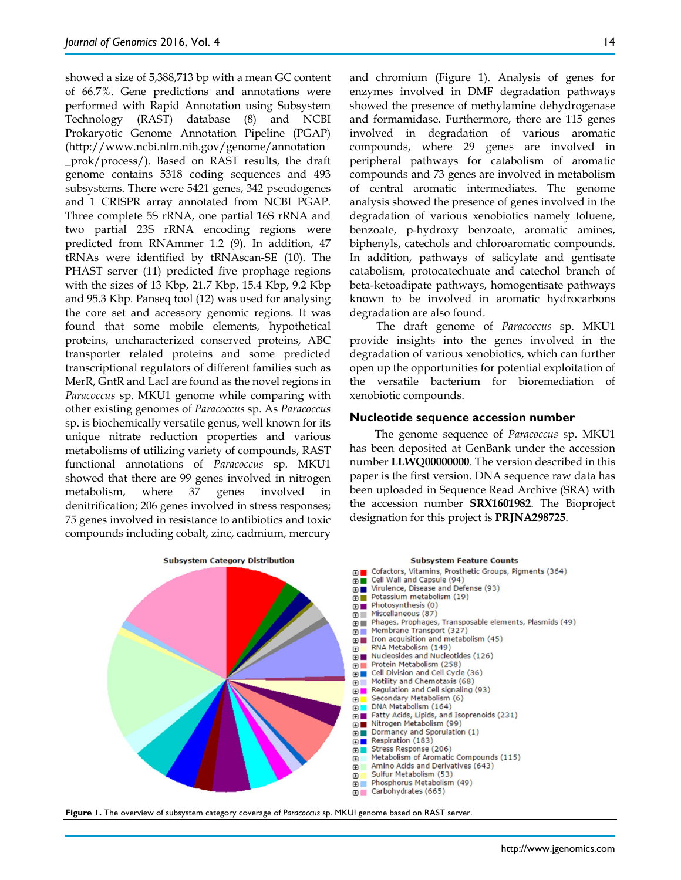showed a size of 5,388,713 bp with a mean GC content of 66.7%. Gene predictions and annotations were performed with Rapid Annotation using Subsystem Technology (RAST) database (8) and NCBI Prokaryotic Genome Annotation Pipeline (PGAP) (http://www.ncbi.nlm.nih.gov/genome/annotation_prok/process/). Based on RAST results, the draft genome contains 5318 coding sequences and 493 subsystems. There were 5421 genes, 342 pseudogenes and 1 CRISPR array annotated from NCBI PGAP. Three complete 5S rRNA, one partial 16S rRNA and two partial 23S rRNA encoding regions were predicted from RNAmmer 1.2 (9). In addition, 47 tRNAs were identified by tRNAscan-SE (10). The PHAST server (11) predicted five prophage regions with the sizes of 13 Kbp, 21.7 Kbp, 15.4 Kbp, 9.2 Kbp and 95.3 Kbp. Panseq tool (12) was used for analysing the core set and accessory genomic regions. It was found that some mobile elements, hypothetical proteins, uncharacterized conserved proteins, ABC transporter related proteins and some predicted transcriptional regulators of different families such as MerR, GntR and LacI are found as the novel regions in *Paracoccus* sp. MKU1 genome while comparing with other existing genomes of *Paracoccus* sp. As *Paracoccus* sp. is biochemically versatile genus, well known for its unique nitrate reduction properties and various metabolisms of utilizing variety of compounds, RAST functional annotations of *Paracoccus* sp. MKU1 showed that there are 99 genes involved in nitrogen metabolism, where 37 genes involved in denitrification; 206 genes involved in stress responses; 75 genes involved in resistance to antibiotics and toxic compounds including cobalt, zinc, cadmium, mercury and chromium (Figure 1). Analysis of genes for enzymes involved in DMF degradation pathways showed the presence of methylamine dehydrogenase and formamidase. Furthermore, there are 115 genes involved in degradation of various aromatic compounds, where 29 genes are involved in peripheral pathways for catabolism of aromatic compounds and 73 genes are involved in metabolism of central aromatic intermediates. The genome analysis showed the presence of genes involved in the degradation of various xenobiotics namely toluene, benzoate, p-hydroxy benzoate, aromatic amines, biphenyls, catechols and chloroaromatic compounds. In addition, pathways of salicylate and gentisate catabolism, protocatechuate and catechol branch of beta-ketoadipate pathways, homogentisate pathways known to be involved in aromatic hydrocarbons degradation are also found.

The draft genome of *Paracoccus* sp. MKU1 provide insights into the genes involved in the degradation of various xenobiotics, which can further open up the opportunities for potential exploitation of the versatile bacterium for bioremediation of xenobiotic compounds.

## Nucleotide sequence accession number

The genome sequence of *Paracoccus* sp. MKU1 has been deposited at GenBank under the accession number **LLWQ00000000**. The version described in this paper is the first version. DNA sequence raw data has been uploaded in Sequence Read Archive (SRA) with the accession number **SRX1601982**. The Bioproject designation for this project is **PRJNA298725**.

**Subsystem Category Distribution**

**Subsystem Feature Counts**

- Cofactors, Vitamins, Prosthetic Groups, Pigments (364)
- Cell Wall and Capsule (94)
- Virulence, Disease and Defense (93)
- Potassium metabolism (19)
- Photosynthesis (0)
- Miscellaneous (87)
- Phages, Prophages, Transposable elements, Plasmids (49)
- Membrane Transport (327)
- Iron acquisition and metabolism (45)
- RNA Metabolism (149)
- Nucleosides and Nucleotides (126)
- Protein Metabolism (258)
- Cell Division and Cell Cycle (36)
- Motility and Chemotaxis (68)
- Regulation and Cell signaling (93)
- Secondary Metabolism (6)
- DNA Metabolism (164)
- Fatty Acids, Lipids, and Isoprenoids (231)
- Nitrogen Metabolism (99)
- Dormancy and Sporulation (1)
- Respiration (183)
- Stress Response (206)
- Metabolism of Aromatic Compounds (115)
- Amino Acids and Derivatives (643)
- Sulfur Metabolism (53)
- Phosphorus Metabolism (49)
- Carbohydrates (665)

**Figure 1.** The overview of subsystem category coverage of *Paracoccus* sp. MKUI genome based on RAST server.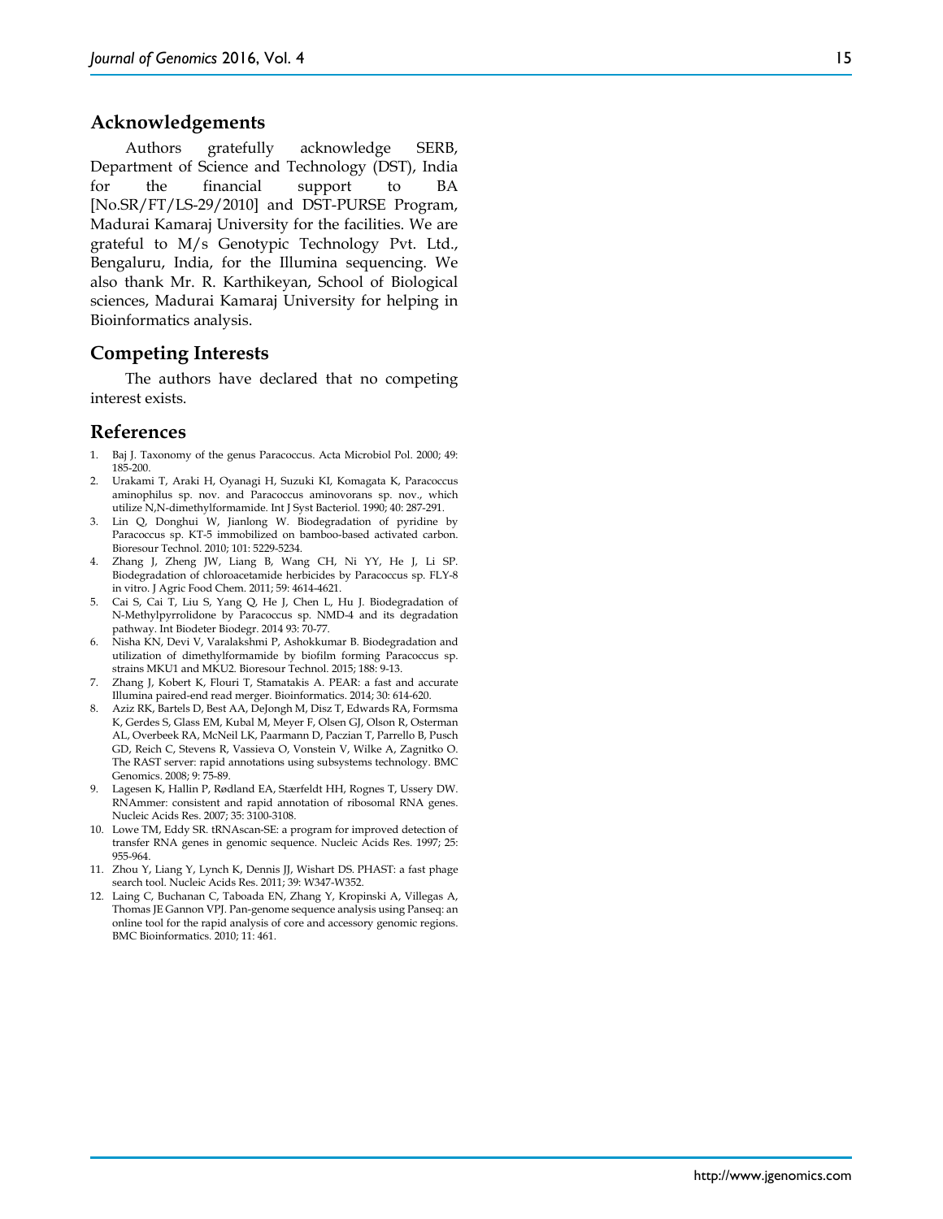## Acknowledgements

Authors gratefully acknowledge SERB, Department of Science and Technology (DST), India for the financial support to BA [No.SR/FT/LS-29/2010] and DST-PURSE Program, Madurai Kamaraj University for the facilities. We are grateful to M/s Genotypic Technology Pvt. Ltd., Bengaluru, India, for the Illumina sequencing. We also thank Mr. R. Karthikeyan, School of Biological sciences, Madurai Kamaraj University for helping in Bioinformatics analysis.

## Competing Interests

The authors have declared that no competing interest exists.

## References

1. Baj J. Taxonomy of the genus Paracoccus. Acta Microbiol Pol. 2000; 49: 185-200.
2. Urakami T, Araki H, Oyanagi H, Suzuki KI, Komagata K, Paracoccus aminophilus sp. nov. and Paracoccus aminovorans sp. nov., which utilize N,N-dimethylformamide. Int J Syst Bacteriol. 1990; 40: 287-291.
3. Lin Q, Donghui W, Jianlong W. Biodegradation of pyridine by Paracoccus sp. KT-5 immobilized on bamboo-based activated carbon. Bioresour Technol. 2010; 101: 5229-5234.
4. Zhang J, Zheng JW, Liang B, Wang CH, Ni YY, He J, Li SP. Biodegradation of chloroacetamide herbicides by Paracoccus sp. FLY-8 in vitro. J Agric Food Chem. 2011; 59: 4614-4621.
5. Cai S, Cai T, Liu S, Yang Q, He J, Chen L, Hu J. Biodegradation of N-Methylpyrrolidone by Paracoccus sp. NMD-4 and its degradation pathway. Int Biodeter Biodegr. 2014 93: 70-77.
6. Nisha KN, Devi V, Varalakshmi P, Ashokkumar B. Biodegradation and utilization of dimethylformamide by biofilm forming Paracoccus sp. strains MKU1 and MKU2. Bioresour Technol. 2015; 188: 9-13.
7. Zhang J, Kobert K, Flouri T, Stamatakis A. PEAR: a fast and accurate Illumina paired-end read merger. Bioinformatics. 2014; 30: 614-620.
8. Aziz RK, Bartels D, Best AA, DeJongh M, Disz T, Edwards RA, Formsma K, Gerdes S, Glass EM, Kubal M, Meyer F, Olsen GJ, Olson R, Osterman AL, Overbeek RA, McNeil LK, Paarmann D, Paczian T, Parrello B, Pusch GD, Reich C, Stevens R, Vassieva O, Vonstein V, Wilke A, Zagnitko O. The RAST server: rapid annotations using subsystems technology. BMC Genomics. 2008; 9: 75-89.
9. Lagesen K, Hallin P, Rødland EA, Stærfeldt HH, Rognes T, Ussery DW. RNAmmer: consistent and rapid annotation of ribosomal RNA genes. Nucleic Acids Res. 2007; 35: 3100-3108.
10. Lowe TM, Eddy SR. tRNAscan-SE: a program for improved detection of transfer RNA genes in genomic sequence. Nucleic Acids Res. 1997; 25: 955-964.
11. Zhou Y, Liang Y, Lynch K, Dennis JJ, Wishart DS. PHAST: a fast phage search tool. Nucleic Acids Res. 2011; 39: W347-W352.
12. Laing C, Buchanan C, Taboada EN, Zhang Y, Kropinski A, Villegas A, Thomas JE Gannon VPJ. Pan-genome sequence analysis using Panseq: an online tool for the rapid analysis of core and accessory genomic regions. BMC Bioinformatics. 2010; 11: 461.